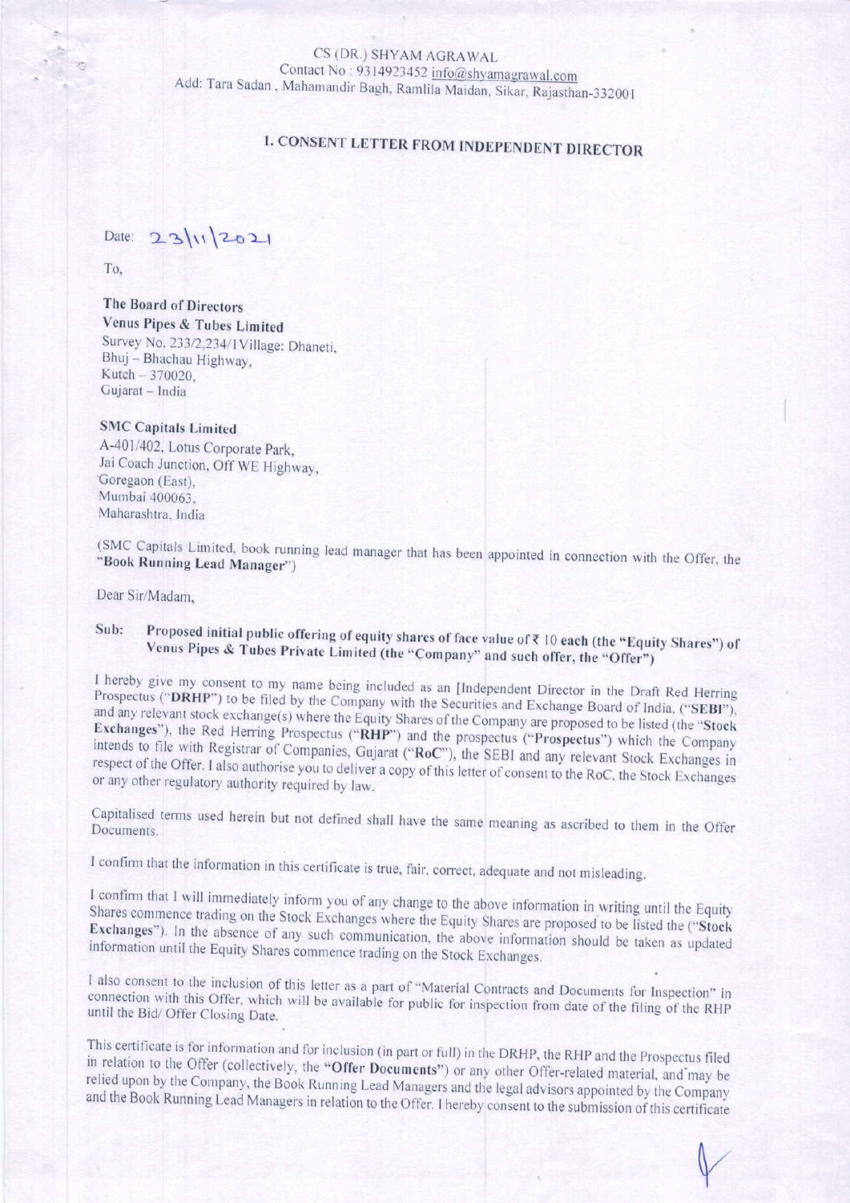CS (DR.) SHYAM AGRAWAL
Contact No : 9314923452 info@shyamagrawal.com
Add: Tara Sadan , Mahamandir Bagh, Ramlila Maidan, Sikar, Rajasthan-332001

# I. CONSENT LETTER FROM INDEPENDENT DIRECTOR

Date: 23/11/2021

To,

**The Board of Directors**
**Venus Pipes & Tubes Limited**
Survey No. 233/2,234/1Village: Dhaneti,
Bhuj – Bhachau Highway,
Kutch – 370020,
Gujarat – India

**SMC Capitals Limited**
A-401/402, Lotus Corporate Park,
Jai Coach Junction, Off WE Highway,
Goregaon (East),
Mumbai 400063,
Maharashtra, India

(SMC Capitals Limited, book running lead manager that has been appointed in connection with the Offer, the "**Book Running Lead Manager**")

Dear Sir/Madam,

**Sub: Proposed initial public offering of equity shares of face value of ₹ 10 each (the "Equity Shares") of Venus Pipes & Tubes Private Limited (the "Company" and such offer, the "Offer")**

I hereby give my consent to my name being included as an [Independent Director in the Draft Red Herring Prospectus ("**DRHP**") to be filed by the Company with the Securities and Exchange Board of India, ("**SEBI**"), and any relevant stock exchange(s) where the Equity Shares of the Company are proposed to be listed (the "**Stock Exchanges**"), the Red Herring Prospectus ("**RHP**") and the prospectus ("**Prospectus**") which the Company intends to file with Registrar of Companies, Gujarat ("**RoC**"), the SEBI and any relevant Stock Exchanges in respect of the Offer. I also authorise you to deliver a copy of this letter of consent to the RoC, the Stock Exchanges or any other regulatory authority required by law.

Capitalised terms used herein but not defined shall have the same meaning as ascribed to them in the Offer Documents.

I confirm that the information in this certificate is true, fair, correct, adequate and not misleading.

I confirm that I will immediately inform you of any change to the above information in writing until the Equity Shares commence trading on the Stock Exchanges where the Equity Shares are proposed to be listed the ("**Stock Exchanges**"). In the absence of any such communication, the above information should be taken as updated information until the Equity Shares commence trading on the Stock Exchanges.

I also consent to the inclusion of this letter as a part of "Material Contracts and Documents for Inspection" in connection with this Offer, which will be available for public for inspection from date of the filing of the RHP until the Bid/ Offer Closing Date.

This certificate is for information and for inclusion (in part or full) in the DRHP, the RHP and the Prospectus filed in relation to the Offer (collectively, the "**Offer Documents**") or any other Offer-related material, and may be relied upon by the Company, the Book Running Lead Managers and the legal advisors appointed by the Company and the Book Running Lead Managers in relation to the Offer. I hereby consent to the submission of this certificate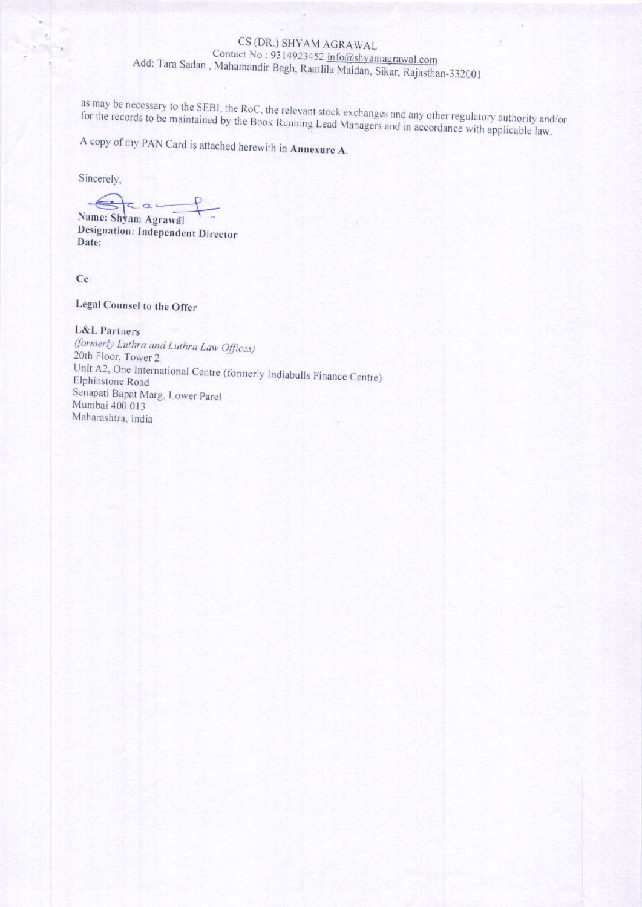CS (DR.) SHYAM AGRAWAL
Contact No : 9314923452 info@shyamagrawal.com
Add: Tara Sadan , Mahamandir Bagh, Ramlila Maidan, Sikar, Rajasthan-332001

as may be necessary to the SEBI, the RoC, the relevant stock exchanges and any other regulatory authority and/or for the records to be maintained by the Book Running Lead Managers and in accordance with applicable law.

A copy of my PAN Card is attached herewith in **Annexure A**.

Sincerely,

**Name:** Shyam Agrawal
**Designation: Independent Director**
**Date:**

**Cc**:

**Legal Counsel to the Offer**

**L&L Partners**
*(formerly Luthra and Luthra Law Offices)*
20th Floor, Tower 2
Unit A2, One International Centre (formerly Indiabulls Finance Centre)
Elphinstone Road
Senapati Bapat Marg, Lower Parel
Mumbai 400 013
Maharashtra, India